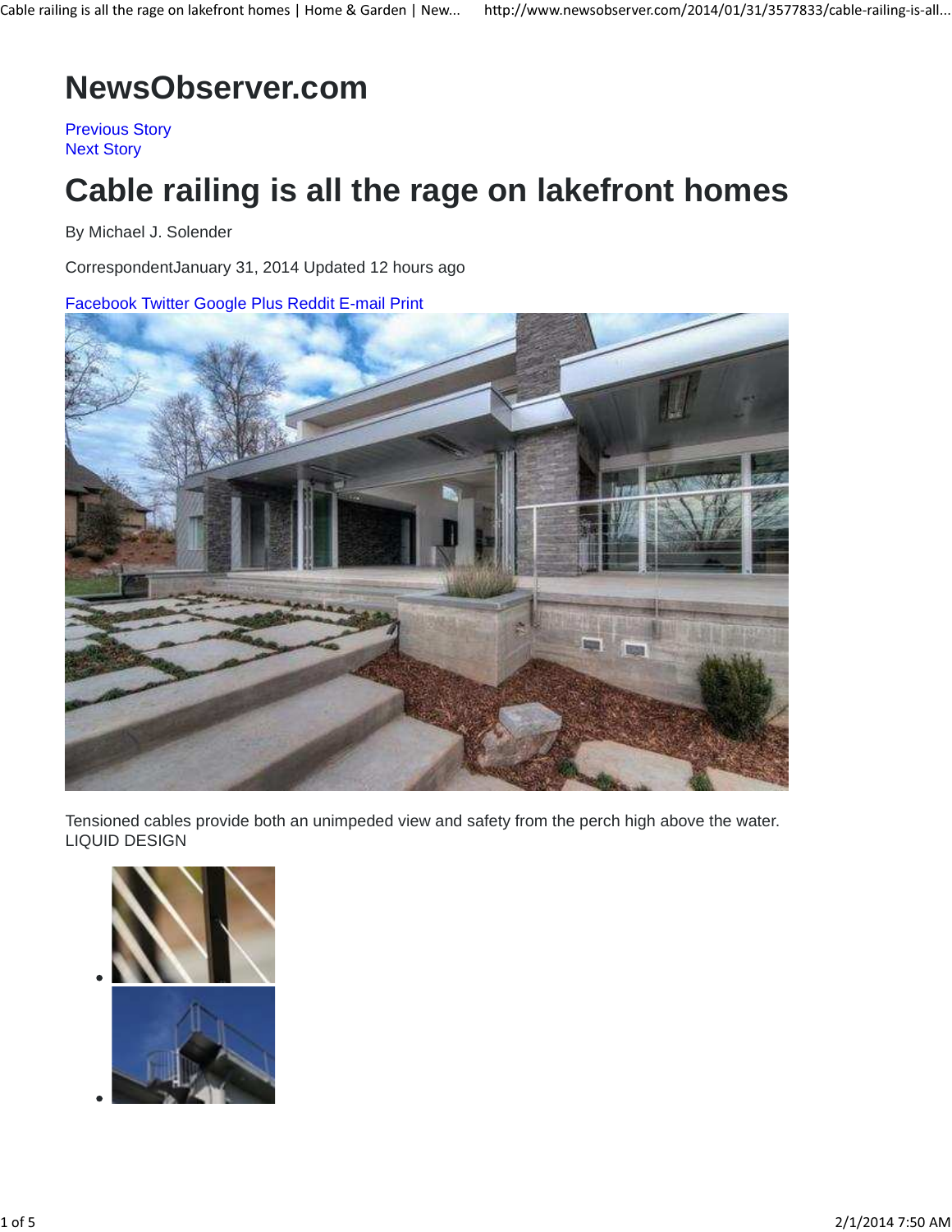# NewsObserver.com

Previous Story
Next Story

# Cable railing is all the rage on lakefront homes

By Michael J. Solender

CorrespondentJanuary 31, 2014 Updated 12 hours ago

Facebook Twitter Google Plus Reddit E-mail Print

Tensioned cables provide both an unimpeded view and safety from the perch high above the water. LIQUID DESIGN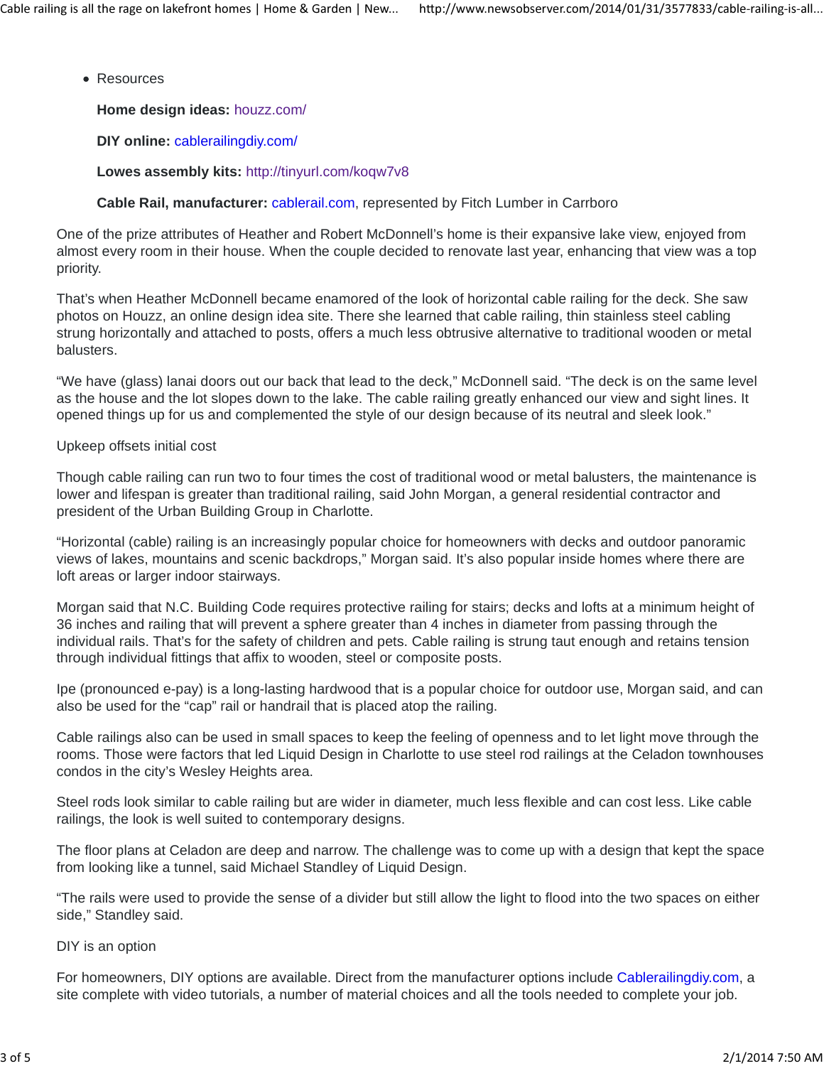- Resources

  **Home design ideas:** houzz.com/

  **DIY online:** cablerailingdiy.com/

  **Lowes assembly kits:** http://tinyurl.com/koqw7v8

  **Cable Rail, manufacturer:** cablerail.com, represented by Fitch Lumber in Carrboro

One of the prize attributes of Heather and Robert McDonnell's home is their expansive lake view, enjoyed from almost every room in their house. When the couple decided to renovate last year, enhancing that view was a top priority.

That's when Heather McDonnell became enamored of the look of horizontal cable railing for the deck. She saw photos on Houzz, an online design idea site. There she learned that cable railing, thin stainless steel cabling strung horizontally and attached to posts, offers a much less obtrusive alternative to traditional wooden or metal balusters.

"We have (glass) lanai doors out our back that lead to the deck," McDonnell said. "The deck is on the same level as the house and the lot slopes down to the lake. The cable railing greatly enhanced our view and sight lines. It opened things up for us and complemented the style of our design because of its neutral and sleek look."

Upkeep offsets initial cost

Though cable railing can run two to four times the cost of traditional wood or metal balusters, the maintenance is lower and lifespan is greater than traditional railing, said John Morgan, a general residential contractor and president of the Urban Building Group in Charlotte.

"Horizontal (cable) railing is an increasingly popular choice for homeowners with decks and outdoor panoramic views of lakes, mountains and scenic backdrops," Morgan said. It's also popular inside homes where there are loft areas or larger indoor stairways.

Morgan said that N.C. Building Code requires protective railing for stairs; decks and lofts at a minimum height of 36 inches and railing that will prevent a sphere greater than 4 inches in diameter from passing through the individual rails. That's for the safety of children and pets. Cable railing is strung taut enough and retains tension through individual fittings that affix to wooden, steel or composite posts.

Ipe (pronounced e-pay) is a long-lasting hardwood that is a popular choice for outdoor use, Morgan said, and can also be used for the "cap" rail or handrail that is placed atop the railing.

Cable railings also can be used in small spaces to keep the feeling of openness and to let light move through the rooms. Those were factors that led Liquid Design in Charlotte to use steel rod railings at the Celadon townhouses condos in the city's Wesley Heights area.

Steel rods look similar to cable railing but are wider in diameter, much less flexible and can cost less. Like cable railings, the look is well suited to contemporary designs.

The floor plans at Celadon are deep and narrow. The challenge was to come up with a design that kept the space from looking like a tunnel, said Michael Standley of Liquid Design.

"The rails were used to provide the sense of a divider but still allow the light to flood into the two spaces on either side," Standley said.

DIY is an option

For homeowners, DIY options are available. Direct from the manufacturer options include Cablerailingdiy.com, a site complete with video tutorials, a number of material choices and all the tools needed to complete your job.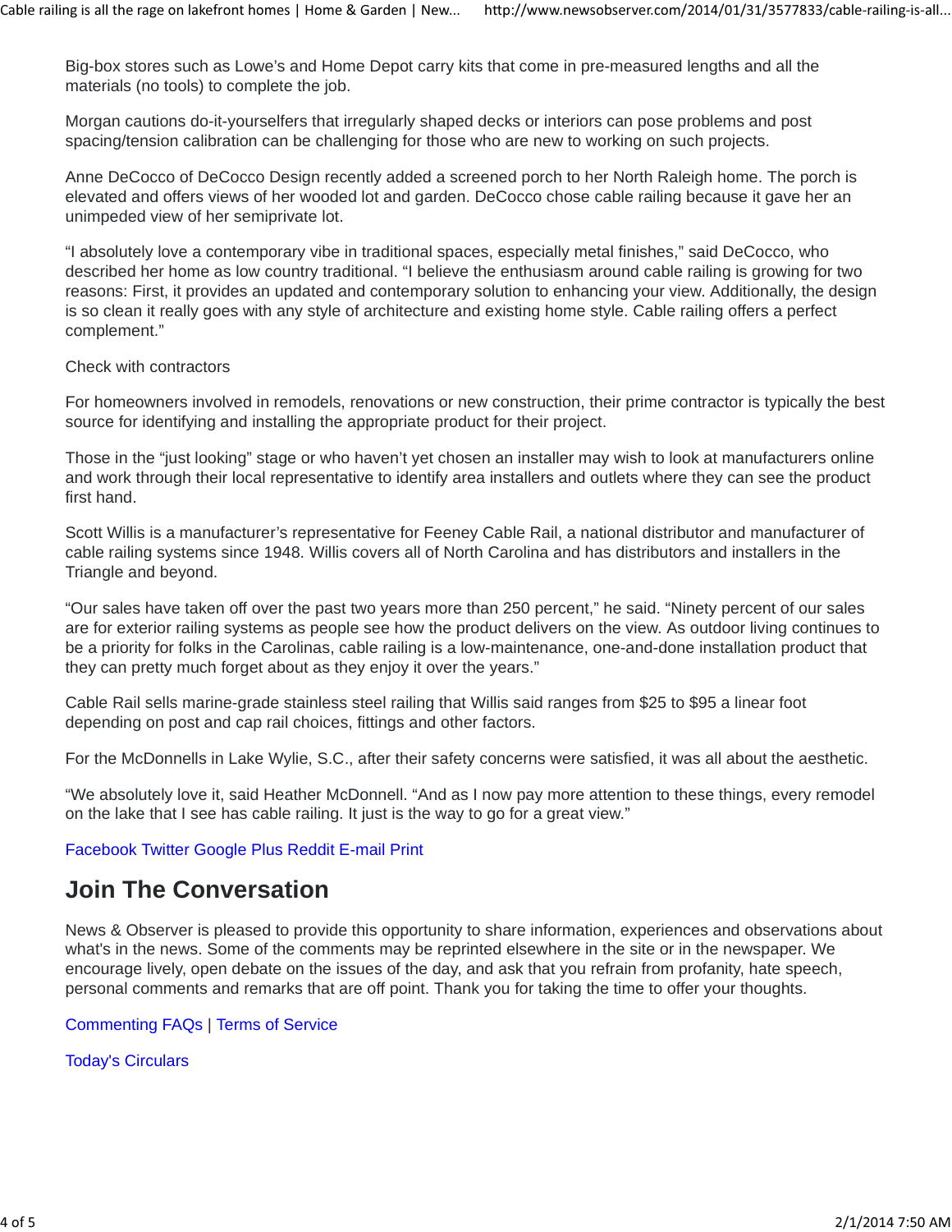Big-box stores such as Lowe's and Home Depot carry kits that come in pre-measured lengths and all the materials (no tools) to complete the job.

Morgan cautions do-it-yourselfers that irregularly shaped decks or interiors can pose problems and post spacing/tension calibration can be challenging for those who are new to working on such projects.

Anne DeCocco of DeCocco Design recently added a screened porch to her North Raleigh home. The porch is elevated and offers views of her wooded lot and garden. DeCocco chose cable railing because it gave her an unimpeded view of her semiprivate lot.

"I absolutely love a contemporary vibe in traditional spaces, especially metal finishes," said DeCocco, who described her home as low country traditional. "I believe the enthusiasm around cable railing is growing for two reasons: First, it provides an updated and contemporary solution to enhancing your view. Additionally, the design is so clean it really goes with any style of architecture and existing home style. Cable railing offers a perfect complement."

Check with contractors

For homeowners involved in remodels, renovations or new construction, their prime contractor is typically the best source for identifying and installing the appropriate product for their project.

Those in the "just looking" stage or who haven't yet chosen an installer may wish to look at manufacturers online and work through their local representative to identify area installers and outlets where they can see the product first hand.

Scott Willis is a manufacturer's representative for Feeney Cable Rail, a national distributor and manufacturer of cable railing systems since 1948. Willis covers all of North Carolina and has distributors and installers in the Triangle and beyond.

"Our sales have taken off over the past two years more than 250 percent," he said. "Ninety percent of our sales are for exterior railing systems as people see how the product delivers on the view. As outdoor living continues to be a priority for folks in the Carolinas, cable railing is a low-maintenance, one-and-done installation product that they can pretty much forget about as they enjoy it over the years."

Cable Rail sells marine-grade stainless steel railing that Willis said ranges from $25 to $95 a linear foot depending on post and cap rail choices, fittings and other factors.

For the McDonnells in Lake Wylie, S.C., after their safety concerns were satisfied, it was all about the aesthetic.

"We absolutely love it, said Heather McDonnell. "And as I now pay more attention to these things, every remodel on the lake that I see has cable railing. It just is the way to go for a great view."

Facebook Twitter Google Plus Reddit E-mail Print

## Join The Conversation

News & Observer is pleased to provide this opportunity to share information, experiences and observations about what's in the news. Some of the comments may be reprinted elsewhere in the site or in the newspaper. We encourage lively, open debate on the issues of the day, and ask that you refrain from profanity, hate speech, personal comments and remarks that are off point. Thank you for taking the time to offer your thoughts.

Commenting FAQs | Terms of Service

Today's Circulars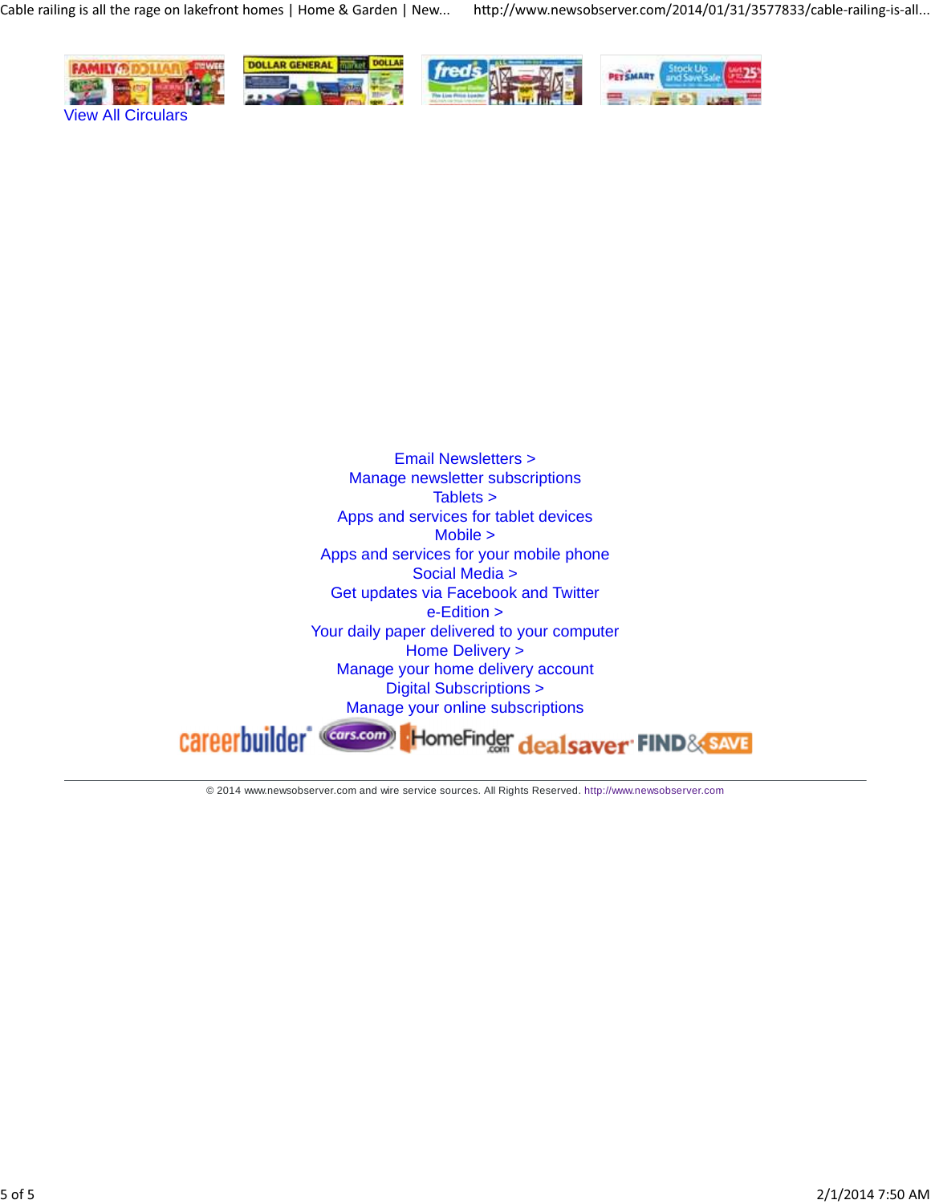View All Circulars

Email Newsletters >
Manage newsletter subscriptions
Tablets >
Apps and services for tablet devices
Mobile >
Apps and services for your mobile phone
Social Media >
Get updates via Facebook and Twitter
e-Edition >
Your daily paper delivered to your computer
Home Delivery >
Manage your home delivery account
Digital Subscriptions >
Manage your online subscriptions

careerbuilder cars.com HomeFinder.com dealsaver FIND&SAVE

---

© 2014 www.newsobserver.com and wire service sources. All Rights Reserved. http://www.newsobserver.com